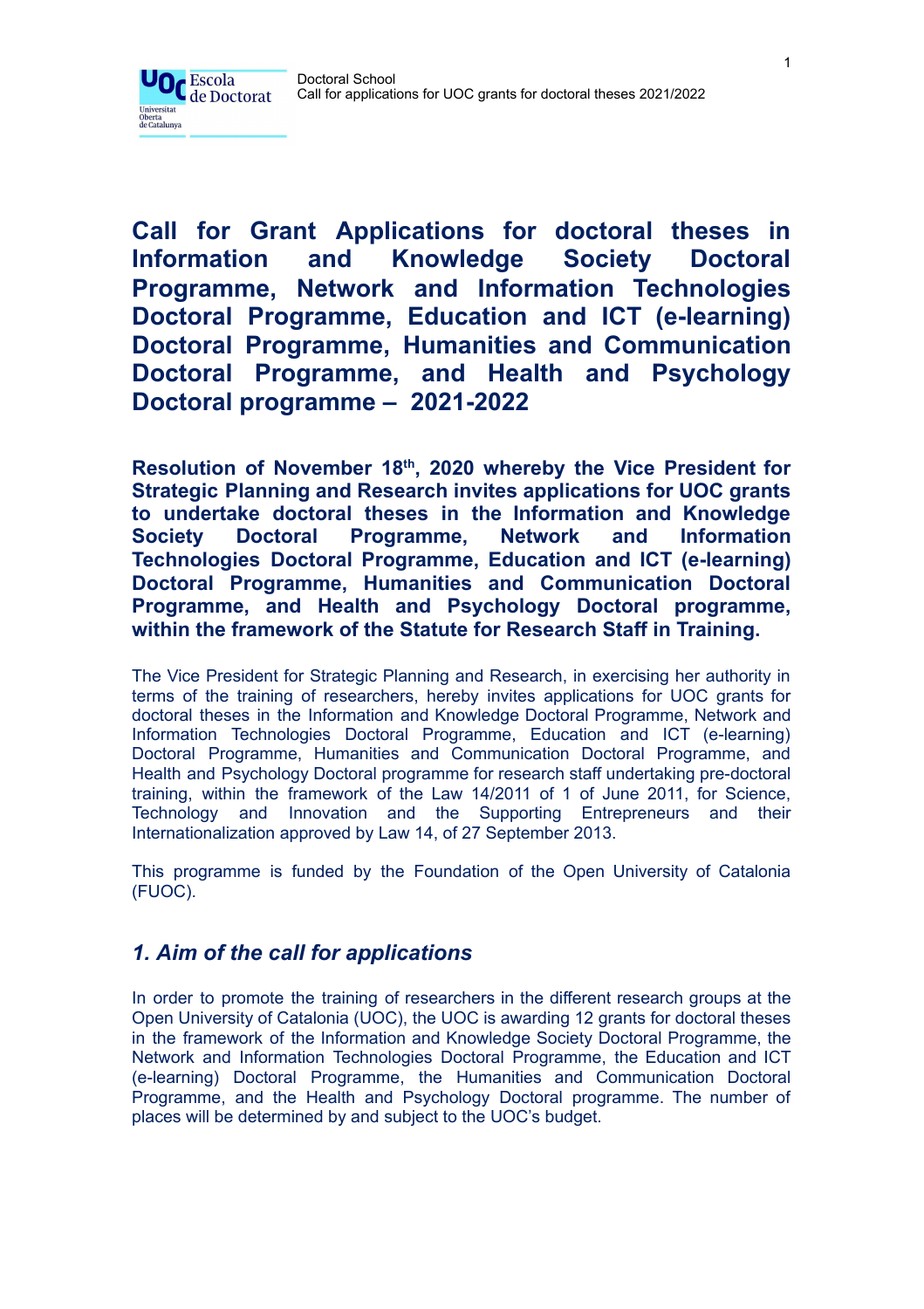# Call for Grant Applications for doctoral theses in Information and Knowledge Society Doctoral Programme, Network and Information Technologies Doctoral Programme, Education and ICT (e-learning) Doctoral Programme, Humanities and Communication Doctoral Programme, and Health and Psychology Doctoral programme – 2021-2022

**Resolution of November 18th, 2020 whereby the Vice President for Strategic Planning and Research invites applications for UOC grants to undertake doctoral theses in the Information and Knowledge Society Doctoral Programme, Network and Information Technologies Doctoral Programme, Education and ICT (e-learning) Doctoral Programme, Humanities and Communication Doctoral Programme, and Health and Psychology Doctoral programme, within the framework of the Statute for Research Staff in Training.**

The Vice President for Strategic Planning and Research, in exercising her authority in terms of the training of researchers, hereby invites applications for UOC grants for doctoral theses in the Information and Knowledge Doctoral Programme, Network and Information Technologies Doctoral Programme, Education and ICT (e-learning) Doctoral Programme, Humanities and Communication Doctoral Programme, and Health and Psychology Doctoral programme for research staff undertaking pre-doctoral training, within the framework of the Law 14/2011 of 1 of June 2011, for Science, Technology and Innovation and the Supporting Entrepreneurs and their Internationalization approved by Law 14, of 27 September 2013.

This programme is funded by the Foundation of the Open University of Catalonia (FUOC).

## *1. Aim of the call for applications*

In order to promote the training of researchers in the different research groups at the Open University of Catalonia (UOC), the UOC is awarding 12 grants for doctoral theses in the framework of the Information and Knowledge Society Doctoral Programme, the Network and Information Technologies Doctoral Programme, the Education and ICT (e-learning) Doctoral Programme, the Humanities and Communication Doctoral Programme, and the Health and Psychology Doctoral programme. The number of places will be determined by and subject to the UOC's budget.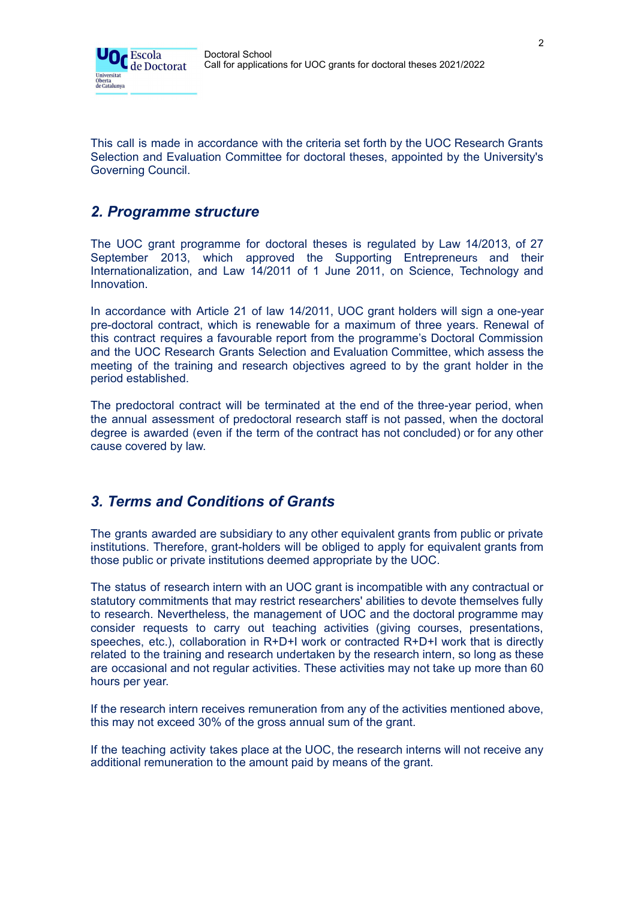This call is made in accordance with the criteria set forth by the UOC Research Grants Selection and Evaluation Committee for doctoral theses, appointed by the University's Governing Council.

## *2. Programme structure*

The UOC grant programme for doctoral theses is regulated by Law 14/2013, of 27 September 2013, which approved the Supporting Entrepreneurs and their Internationalization, and Law 14/2011 of 1 June 2011, on Science, Technology and Innovation.

In accordance with Article 21 of law 14/2011, UOC grant holders will sign a one-year pre-doctoral contract, which is renewable for a maximum of three years. Renewal of this contract requires a favourable report from the programme's Doctoral Commission and the UOC Research Grants Selection and Evaluation Committee, which assess the meeting of the training and research objectives agreed to by the grant holder in the period established.

The predoctoral contract will be terminated at the end of the three-year period, when the annual assessment of predoctoral research staff is not passed, when the doctoral degree is awarded (even if the term of the contract has not concluded) or for any other cause covered by law.

## *3. Terms and Conditions of Grants*

The grants awarded are subsidiary to any other equivalent grants from public or private institutions. Therefore, grant-holders will be obliged to apply for equivalent grants from those public or private institutions deemed appropriate by the UOC.

The status of research intern with an UOC grant is incompatible with any contractual or statutory commitments that may restrict researchers' abilities to devote themselves fully to research. Nevertheless, the management of UOC and the doctoral programme may consider requests to carry out teaching activities (giving courses, presentations, speeches, etc.), collaboration in R+D+I work or contracted R+D+I work that is directly related to the training and research undertaken by the research intern, so long as these are occasional and not regular activities. These activities may not take up more than 60 hours per year.

If the research intern receives remuneration from any of the activities mentioned above, this may not exceed 30% of the gross annual sum of the grant.

If the teaching activity takes place at the UOC, the research interns will not receive any additional remuneration to the amount paid by means of the grant.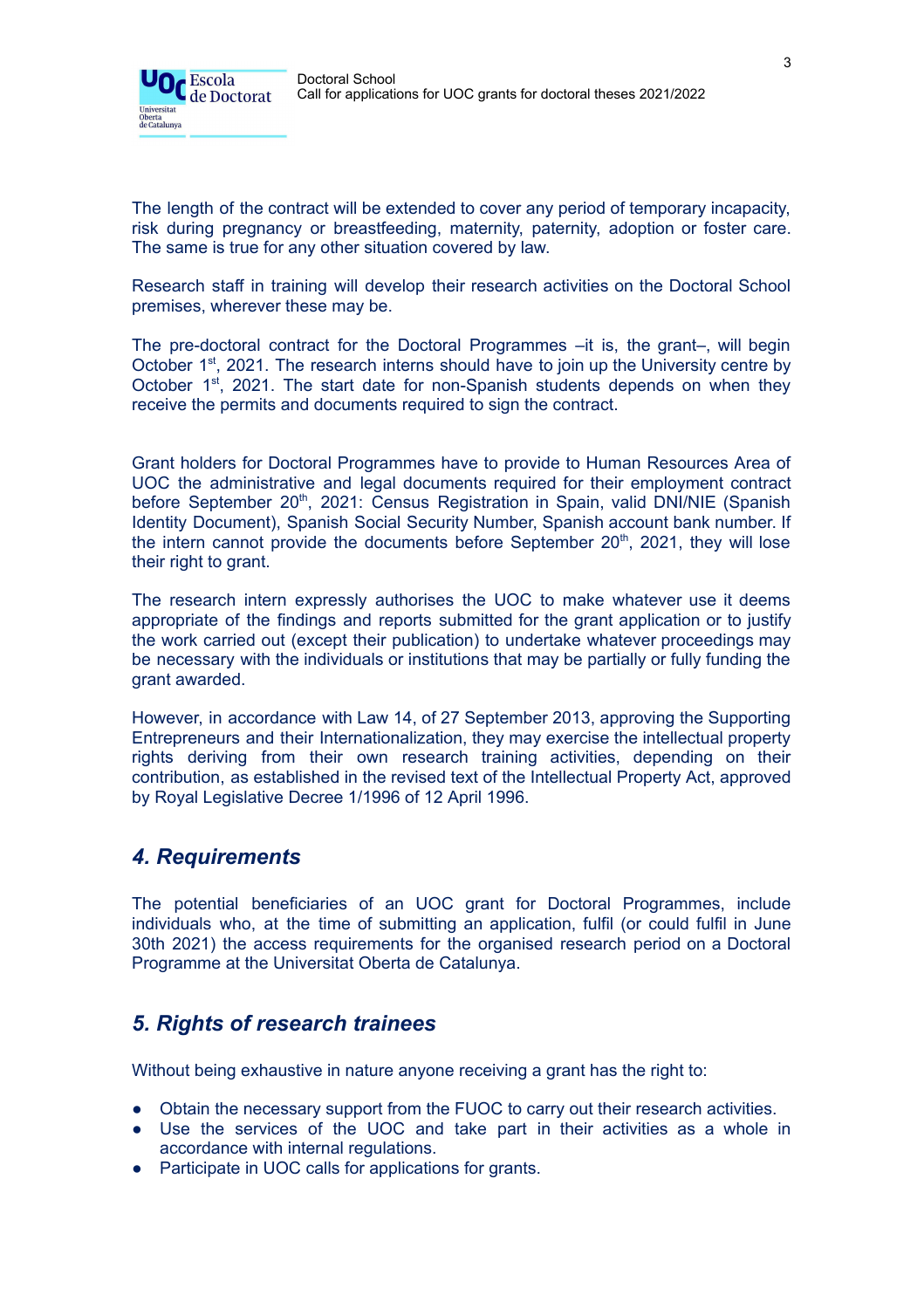The length of the contract will be extended to cover any period of temporary incapacity, risk during pregnancy or breastfeeding, maternity, paternity, adoption or foster care. The same is true for any other situation covered by law.

Research staff in training will develop their research activities on the Doctoral School premises, wherever these may be.

The pre-doctoral contract for the Doctoral Programmes –it is, the grant–, will begin October 1st, 2021. The research interns should have to join up the University centre by October 1st, 2021. The start date for non-Spanish students depends on when they receive the permits and documents required to sign the contract.

Grant holders for Doctoral Programmes have to provide to Human Resources Area of UOC the administrative and legal documents required for their employment contract before September 20th, 2021: Census Registration in Spain, valid DNI/NIE (Spanish Identity Document), Spanish Social Security Number, Spanish account bank number. If the intern cannot provide the documents before September 20th, 2021, they will lose their right to grant.

The research intern expressly authorises the UOC to make whatever use it deems appropriate of the findings and reports submitted for the grant application or to justify the work carried out (except their publication) to undertake whatever proceedings may be necessary with the individuals or institutions that may be partially or fully funding the grant awarded.

However, in accordance with Law 14, of 27 September 2013, approving the Supporting Entrepreneurs and their Internationalization, they may exercise the intellectual property rights deriving from their own research training activities, depending on their contribution, as established in the revised text of the Intellectual Property Act, approved by Royal Legislative Decree 1/1996 of 12 April 1996.

## *4. Requirements*

The potential beneficiaries of an UOC grant for Doctoral Programmes, include individuals who, at the time of submitting an application, fulfil (or could fulfil in June 30th 2021) the access requirements for the organised research period on a Doctoral Programme at the Universitat Oberta de Catalunya.

## *5. Rights of research trainees*

Without being exhaustive in nature anyone receiving a grant has the right to:

- Obtain the necessary support from the FUOC to carry out their research activities.
- Use the services of the UOC and take part in their activities as a whole in accordance with internal regulations.
- Participate in UOC calls for applications for grants.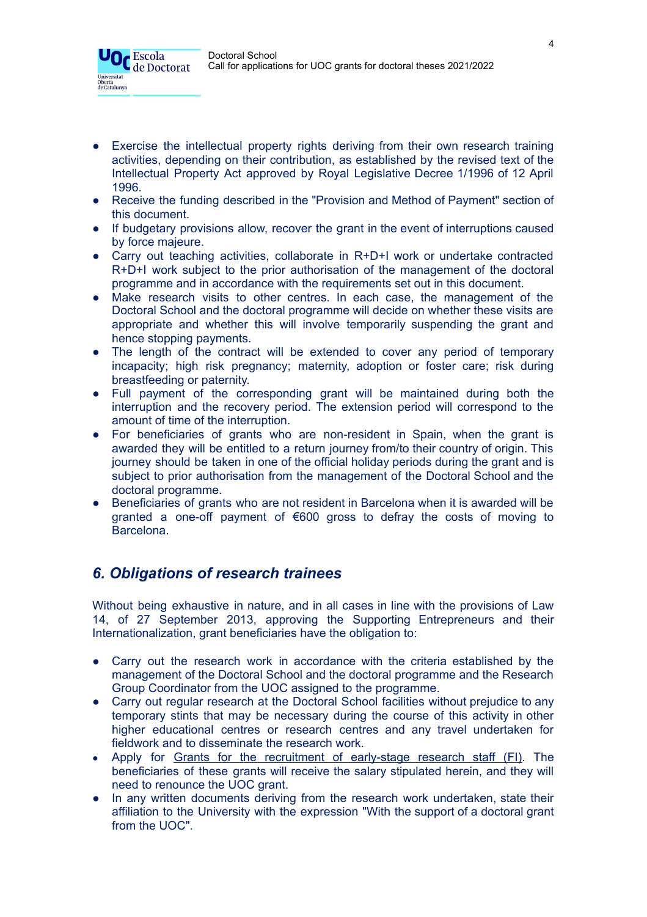- Exercise the intellectual property rights deriving from their own research training activities, depending on their contribution, as established by the revised text of the Intellectual Property Act approved by Royal Legislative Decree 1/1996 of 12 April 1996.
- Receive the funding described in the "Provision and Method of Payment" section of this document.
- If budgetary provisions allow, recover the grant in the event of interruptions caused by force majeure.
- Carry out teaching activities, collaborate in R+D+I work or undertake contracted R+D+I work subject to the prior authorisation of the management of the doctoral programme and in accordance with the requirements set out in this document.
- Make research visits to other centres. In each case, the management of the Doctoral School and the doctoral programme will decide on whether these visits are appropriate and whether this will involve temporarily suspending the grant and hence stopping payments.
- The length of the contract will be extended to cover any period of temporary incapacity; high risk pregnancy; maternity, adoption or foster care; risk during breastfeeding or paternity.
- Full payment of the corresponding grant will be maintained during both the interruption and the recovery period. The extension period will correspond to the amount of time of the interruption.
- For beneficiaries of grants who are non-resident in Spain, when the grant is awarded they will be entitled to a return journey from/to their country of origin. This journey should be taken in one of the official holiday periods during the grant and is subject to prior authorisation from the management of the Doctoral School and the doctoral programme.
- Beneficiaries of grants who are not resident in Barcelona when it is awarded will be granted a one-off payment of €600 gross to defray the costs of moving to Barcelona.

## *6. Obligations of research trainees*

Without being exhaustive in nature, and in all cases in line with the provisions of Law 14, of 27 September 2013, approving the Supporting Entrepreneurs and their Internationalization, grant beneficiaries have the obligation to:

- Carry out the research work in accordance with the criteria established by the management of the Doctoral School and the doctoral programme and the Research Group Coordinator from the UOC assigned to the programme.
- Carry out regular research at the Doctoral School facilities without prejudice to any temporary stints that may be necessary during the course of this activity in other higher educational centres or research centres and any travel undertaken for fieldwork and to disseminate the research work.
- Apply for Grants for the recruitment of early-stage research staff (FI). The beneficiaries of these grants will receive the salary stipulated herein, and they will need to renounce the UOC grant.
- In any written documents deriving from the research work undertaken, state their affiliation to the University with the expression "With the support of a doctoral grant from the UOC".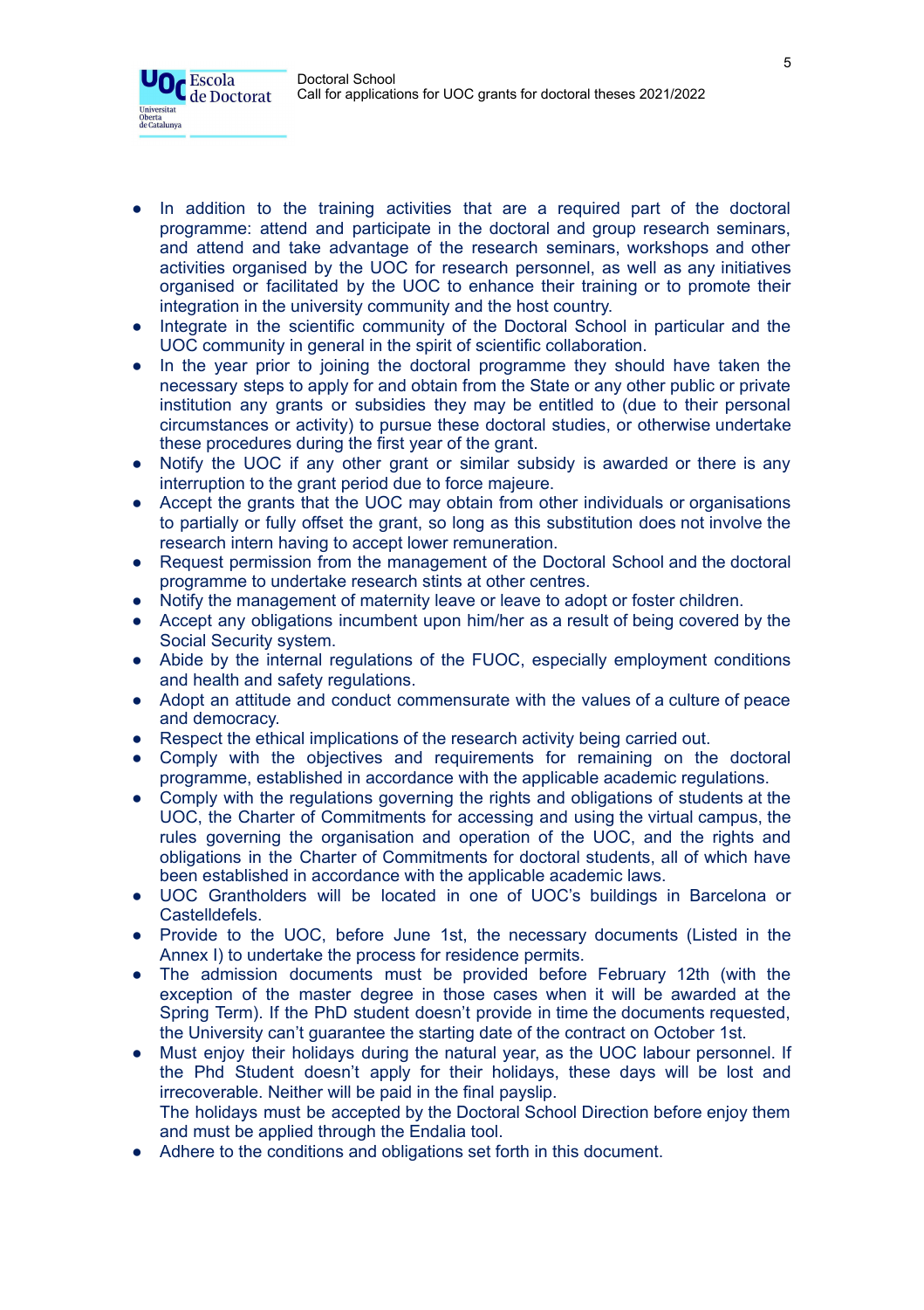- In addition to the training activities that are a required part of the doctoral programme: attend and participate in the doctoral and group research seminars, and attend and take advantage of the research seminars, workshops and other activities organised by the UOC for research personnel, as well as any initiatives organised or facilitated by the UOC to enhance their training or to promote their integration in the university community and the host country.
- Integrate in the scientific community of the Doctoral School in particular and the UOC community in general in the spirit of scientific collaboration.
- In the year prior to joining the doctoral programme they should have taken the necessary steps to apply for and obtain from the State or any other public or private institution any grants or subsidies they may be entitled to (due to their personal circumstances or activity) to pursue these doctoral studies, or otherwise undertake these procedures during the first year of the grant.
- Notify the UOC if any other grant or similar subsidy is awarded or there is any interruption to the grant period due to force majeure.
- Accept the grants that the UOC may obtain from other individuals or organisations to partially or fully offset the grant, so long as this substitution does not involve the research intern having to accept lower remuneration.
- Request permission from the management of the Doctoral School and the doctoral programme to undertake research stints at other centres.
- Notify the management of maternity leave or leave to adopt or foster children.
- Accept any obligations incumbent upon him/her as a result of being covered by the Social Security system.
- Abide by the internal regulations of the FUOC, especially employment conditions and health and safety regulations.
- Adopt an attitude and conduct commensurate with the values of a culture of peace and democracy.
- Respect the ethical implications of the research activity being carried out.
- Comply with the objectives and requirements for remaining on the doctoral programme, established in accordance with the applicable academic regulations.
- Comply with the regulations governing the rights and obligations of students at the UOC, the Charter of Commitments for accessing and using the virtual campus, the rules governing the organisation and operation of the UOC, and the rights and obligations in the Charter of Commitments for doctoral students, all of which have been established in accordance with the applicable academic laws.
- UOC Grantholders will be located in one of UOC's buildings in Barcelona or Castelldefels.
- Provide to the UOC, before June 1st, the necessary documents (Listed in the Annex I) to undertake the process for residence permits.
- The admission documents must be provided before February 12th (with the exception of the master degree in those cases when it will be awarded at the Spring Term). If the PhD student doesn't provide in time the documents requested, the University can't guarantee the starting date of the contract on October 1st.
- Must enjoy their holidays during the natural year, as the UOC labour personnel. If the Phd Student doesn't apply for their holidays, these days will be lost and irrecoverable. Neither will be paid in the final payslip.
  The holidays must be accepted by the Doctoral School Direction before enjoy them and must be applied through the Endalia tool.
- Adhere to the conditions and obligations set forth in this document.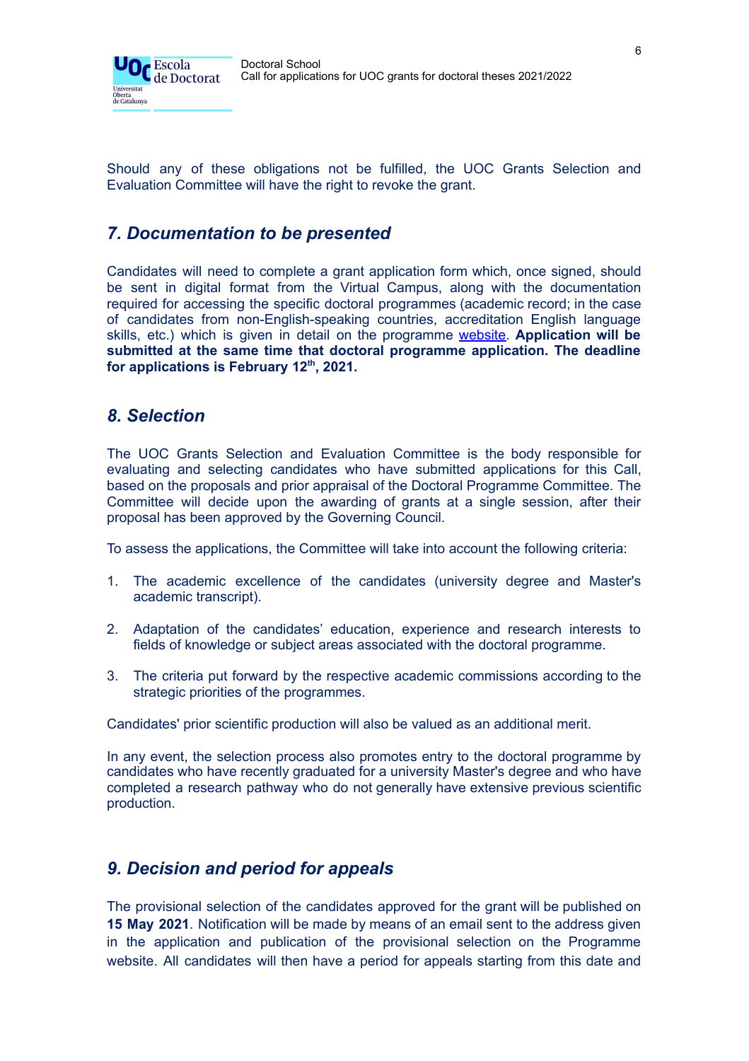Should any of these obligations not be fulfilled, the UOC Grants Selection and Evaluation Committee will have the right to revoke the grant.

## *7. Documentation to be presented*

Candidates will need to complete a grant application form which, once signed, should be sent in digital format from the Virtual Campus, along with the documentation required for accessing the specific doctoral programmes (academic record; in the case of candidates from non-English-speaking countries, accreditation English language skills, etc.) which is given in detail on the programme website. **Application will be submitted at the same time that doctoral programme application. The deadline for applications is February 12th, 2021.**

## *8. Selection*

The UOC Grants Selection and Evaluation Committee is the body responsible for evaluating and selecting candidates who have submitted applications for this Call, based on the proposals and prior appraisal of the Doctoral Programme Committee. The Committee will decide upon the awarding of grants at a single session, after their proposal has been approved by the Governing Council.

To assess the applications, the Committee will take into account the following criteria:

1. The academic excellence of the candidates (university degree and Master's academic transcript).

2. Adaptation of the candidates' education, experience and research interests to fields of knowledge or subject areas associated with the doctoral programme.

3. The criteria put forward by the respective academic commissions according to the strategic priorities of the programmes.

Candidates' prior scientific production will also be valued as an additional merit.

In any event, the selection process also promotes entry to the doctoral programme by candidates who have recently graduated for a university Master's degree and who have completed a research pathway who do not generally have extensive previous scientific production.

## *9. Decision and period for appeals*

The provisional selection of the candidates approved for the grant will be published on **15 May 2021**. Notification will be made by means of an email sent to the address given in the application and publication of the provisional selection on the Programme website. All candidates will then have a period for appeals starting from this date and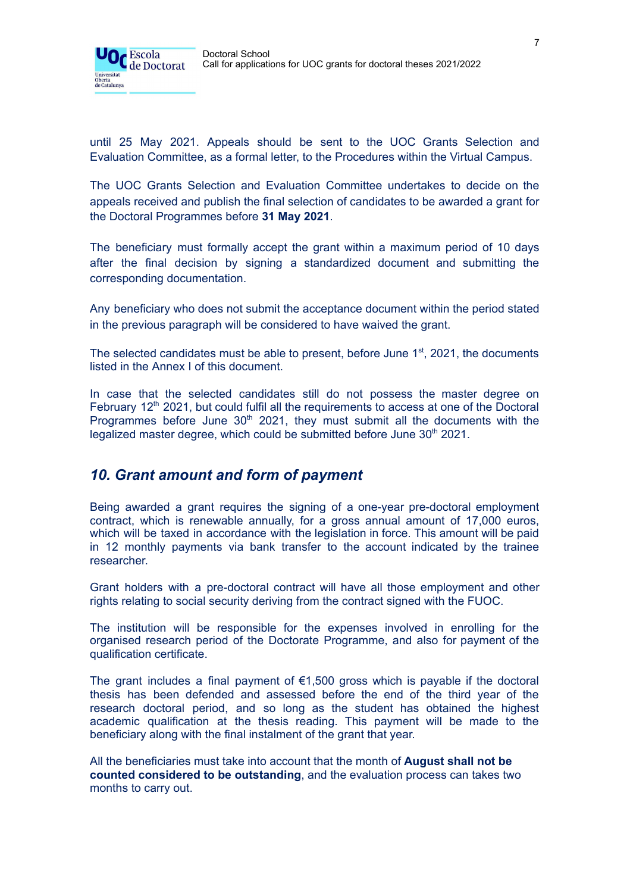until 25 May 2021. Appeals should be sent to the UOC Grants Selection and Evaluation Committee, as a formal letter, to the Procedures within the Virtual Campus.

The UOC Grants Selection and Evaluation Committee undertakes to decide on the appeals received and publish the final selection of candidates to be awarded a grant for the Doctoral Programmes before **31 May 2021**.

The beneficiary must formally accept the grant within a maximum period of 10 days after the final decision by signing a standardized document and submitting the corresponding documentation.

Any beneficiary who does not submit the acceptance document within the period stated in the previous paragraph will be considered to have waived the grant.

The selected candidates must be able to present, before June 1st, 2021, the documents listed in the Annex I of this document.

In case that the selected candidates still do not possess the master degree on February 12th 2021, but could fulfil all the requirements to access at one of the Doctoral Programmes before June 30th 2021, they must submit all the documents with the legalized master degree, which could be submitted before June 30th 2021.

## *10. Grant amount and form of payment*

Being awarded a grant requires the signing of a one-year pre-doctoral employment contract, which is renewable annually, for a gross annual amount of 17,000 euros, which will be taxed in accordance with the legislation in force. This amount will be paid in 12 monthly payments via bank transfer to the account indicated by the trainee researcher.

Grant holders with a pre-doctoral contract will have all those employment and other rights relating to social security deriving from the contract signed with the FUOC.

The institution will be responsible for the expenses involved in enrolling for the organised research period of the Doctorate Programme, and also for payment of the qualification certificate.

The grant includes a final payment of €1,500 gross which is payable if the doctoral thesis has been defended and assessed before the end of the third year of the research doctoral period, and so long as the student has obtained the highest academic qualification at the thesis reading. This payment will be made to the beneficiary along with the final instalment of the grant that year.

All the beneficiaries must take into account that the month of **August shall not be counted considered to be outstanding**, and the evaluation process can takes two months to carry out.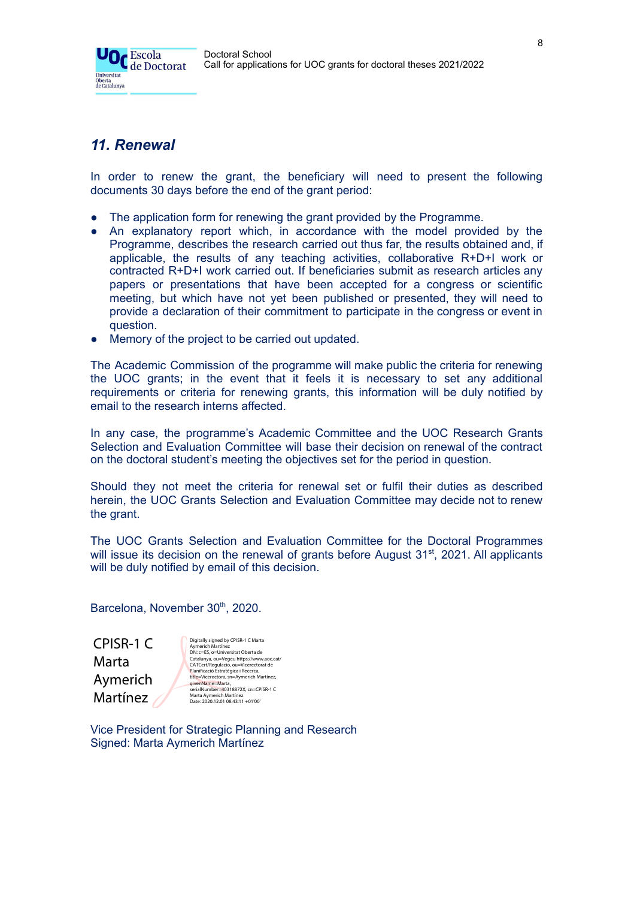## *11. Renewal*

In order to renew the grant, the beneficiary will need to present the following documents 30 days before the end of the grant period:

- The application form for renewing the grant provided by the Programme.
- An explanatory report which, in accordance with the model provided by the Programme, describes the research carried out thus far, the results obtained and, if applicable, the results of any teaching activities, collaborative R+D+I work or contracted R+D+I work carried out. If beneficiaries submit as research articles any papers or presentations that have been accepted for a congress or scientific meeting, but which have not yet been published or presented, they will need to provide a declaration of their commitment to participate in the congress or event in question.
- Memory of the project to be carried out updated.

The Academic Commission of the programme will make public the criteria for renewing the UOC grants; in the event that it feels it is necessary to set any additional requirements or criteria for renewing grants, this information will be duly notified by email to the research interns affected.

In any case, the programme's Academic Committee and the UOC Research Grants Selection and Evaluation Committee will base their decision on renewal of the contract on the doctoral student's meeting the objectives set for the period in question.

Should they not meet the criteria for renewal set or fulfil their duties as described herein, the UOC Grants Selection and Evaluation Committee may decide not to renew the grant.

The UOC Grants Selection and Evaluation Committee for the Doctoral Programmes will issue its decision on the renewal of grants before August 31st, 2021. All applicants will be duly notified by email of this decision.

Barcelona, November 30th, 2020.

CPISR-1 C Marta Aymerich Martínez

Digitally signed by CPISR-1 C Marta Aymerich Martínez
DN: c=ES, o=Universitat Oberta de Catalunya, ou=Vegeu https://www.aoc.cat/CATCert/Regulacio, ou=Vicerectorat de Planificació Estratègica i Recerca, title=Vicerectora, sn=Aymerich Martínez, givenName=Marta, serialNumber=40318872X, cn=CPISR-1 C Marta Aymerich Martínez
Date: 2020.12.01 08:43:11 +01'00'

Vice President for Strategic Planning and Research
Signed: Marta Aymerich Martínez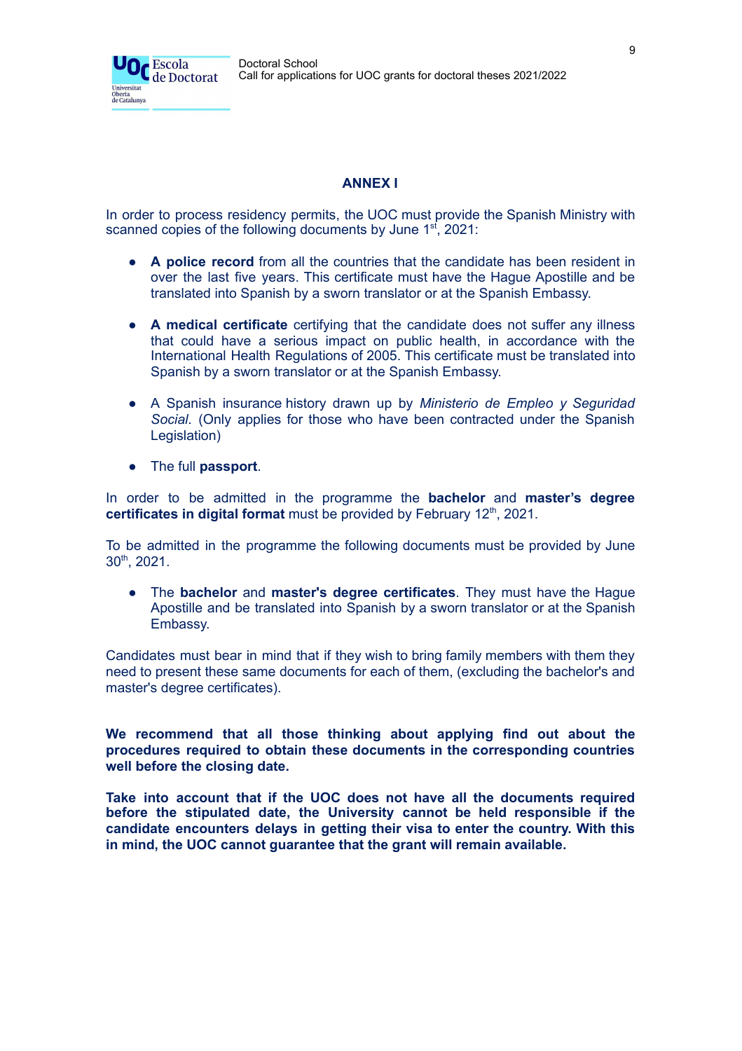## ANNEX I

In order to process residency permits, the UOC must provide the Spanish Ministry with scanned copies of the following documents by June 1st, 2021:

- **A police record** from all the countries that the candidate has been resident in over the last five years. This certificate must have the Hague Apostille and be translated into Spanish by a sworn translator or at the Spanish Embassy.

- **A medical certificate** certifying that the candidate does not suffer any illness that could have a serious impact on public health, in accordance with the International Health Regulations of 2005. This certificate must be translated into Spanish by a sworn translator or at the Spanish Embassy.

- A Spanish insurance history drawn up by *Ministerio de Empleo y Seguridad Social*. (Only applies for those who have been contracted under the Spanish Legislation)

- The full **passport**.

In order to be admitted in the programme the **bachelor** and **master's degree certificates in digital format** must be provided by February 12th, 2021.

To be admitted in the programme the following documents must be provided by June 30th, 2021.

- The **bachelor** and **master's degree certificates**. They must have the Hague Apostille and be translated into Spanish by a sworn translator or at the Spanish Embassy.

Candidates must bear in mind that if they wish to bring family members with them they need to present these same documents for each of them, (excluding the bachelor's and master's degree certificates).

**We recommend that all those thinking about applying find out about the procedures required to obtain these documents in the corresponding countries well before the closing date.**

**Take into account that if the UOC does not have all the documents required before the stipulated date, the University cannot be held responsible if the candidate encounters delays in getting their visa to enter the country. With this in mind, the UOC cannot guarantee that the grant will remain available.**